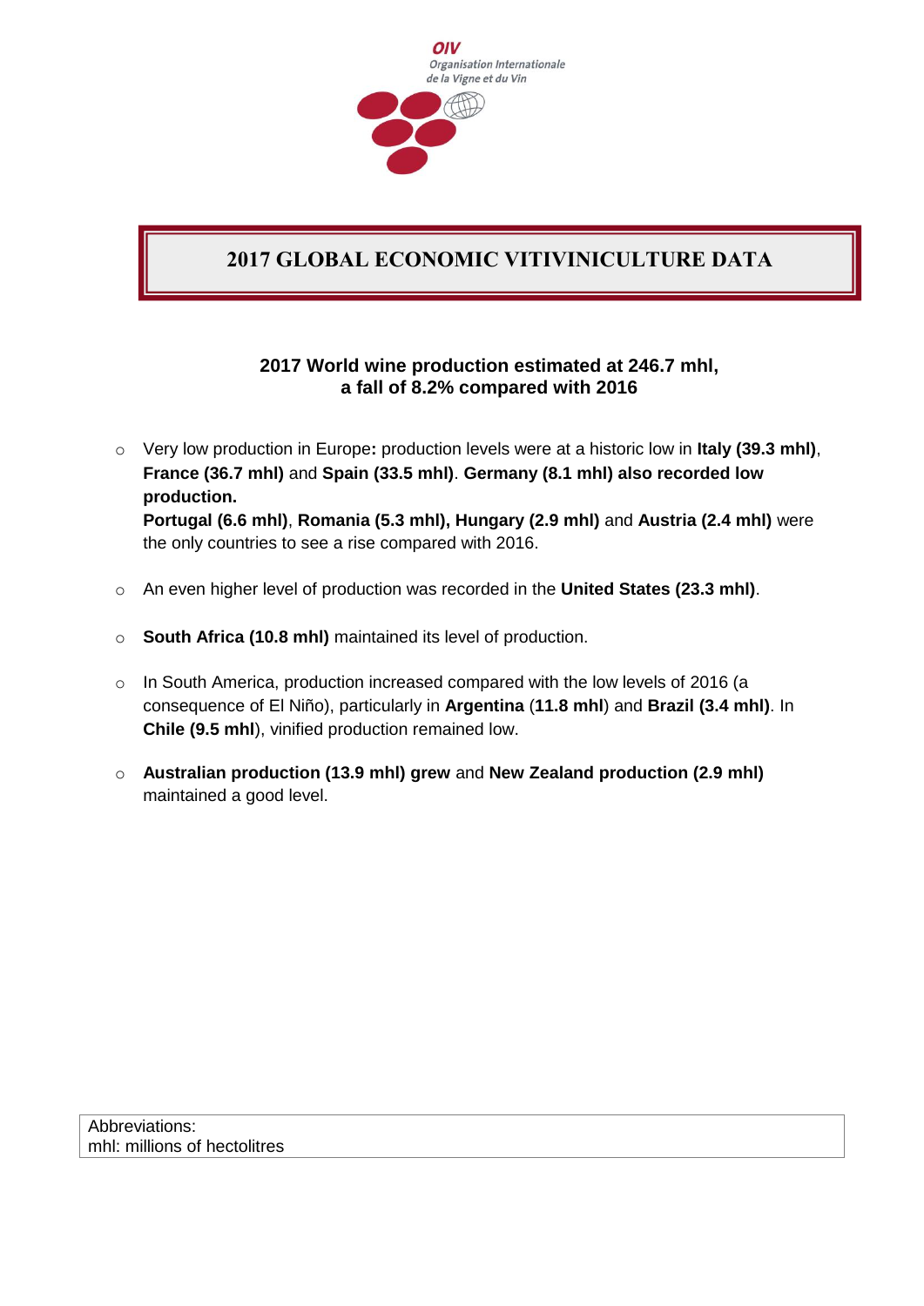OIV
Organisation Internationale de la Vigne et du Vin

# 2017 GLOBAL ECONOMIC VITIVINICULTURE DATA

## 2017 World wine production estimated at 246.7 mhl, a fall of 8.2% compared with 2016

- Very low production in Europe**:** production levels were at a historic low in **Italy (39.3 mhl)**, **France (36.7 mhl)** and **Spain (33.5 mhl)**. **Germany (8.1 mhl) also recorded low production.**
  **Portugal (6.6 mhl)**, **Romania (5.3 mhl), Hungary (2.9 mhl)** and **Austria (2.4 mhl)** were the only countries to see a rise compared with 2016.
- An even higher level of production was recorded in the **United States (23.3 mhl)**.
- **South Africa (10.8 mhl)** maintained its level of production.
- In South America, production increased compared with the low levels of 2016 (a consequence of El Niño), particularly in **Argentina** (**11.8 mhl**) and **Brazil (3.4 mhl)**. In **Chile (9.5 mhl**), vinified production remained low.
- **Australian production (13.9 mhl) grew** and **New Zealand production (2.9 mhl)** maintained a good level.

Abbreviations:
mhl: millions of hectolitres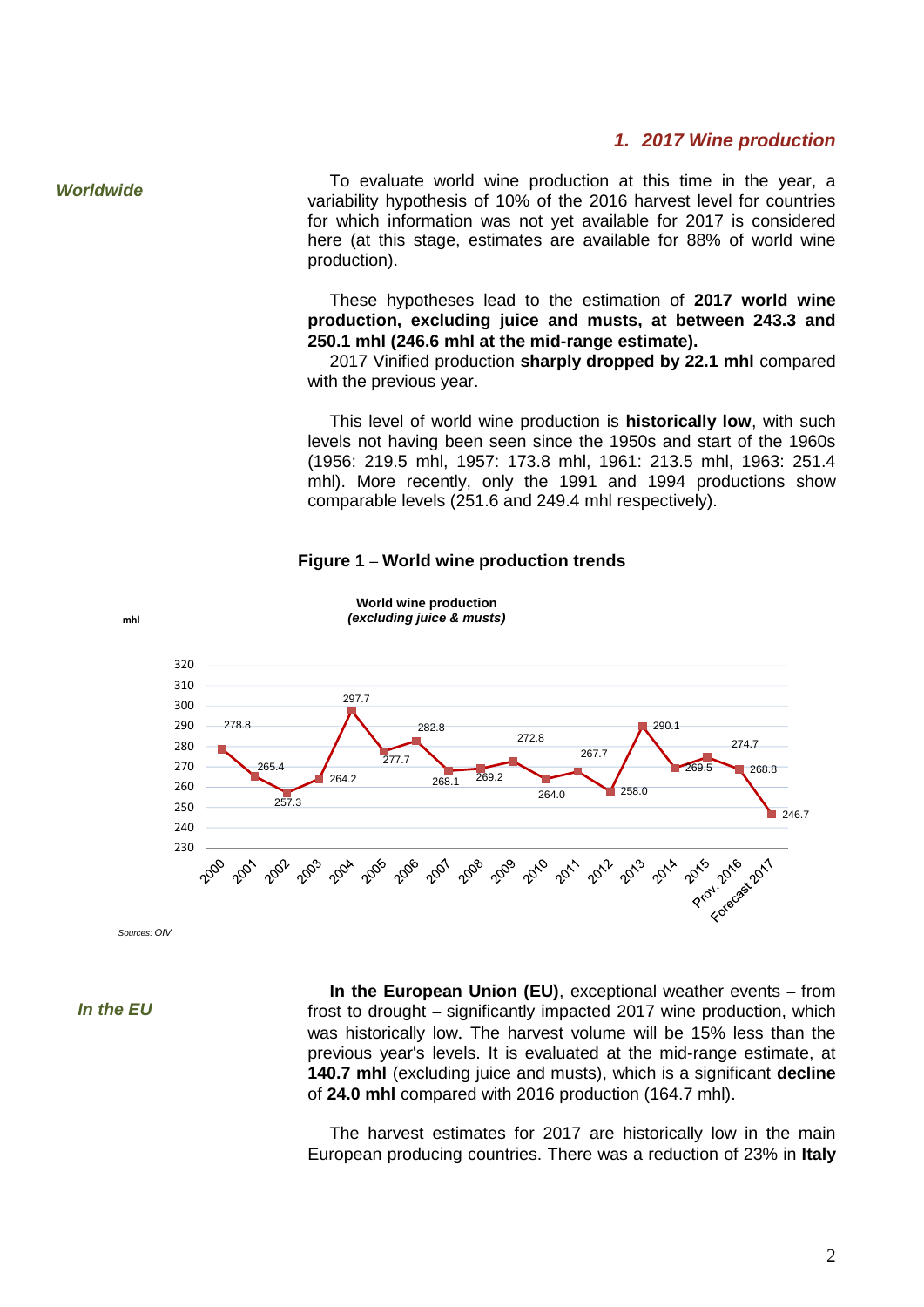## 1. 2017 Wine production

*Worldwide*

To evaluate world wine production at this time in the year, a variability hypothesis of 10% of the 2016 harvest level for countries for which information was not yet available for 2017 is considered here (at this stage, estimates are available for 88% of world wine production).

These hypotheses lead to the estimation of **2017 world wine production, excluding juice and musts, at between 243.3 and 250.1 mhl (246.6 mhl at the mid-range estimate).**

2017 Vinified production **sharply dropped by 22.1 mhl** compared with the previous year.

This level of world wine production is **historically low**, with such levels not having been seen since the 1950s and start of the 1960s (1956: 219.5 mhl, 1957: 173.8 mhl, 1961: 213.5 mhl, 1963: 251.4 mhl). More recently, only the 1991 and 1994 productions show comparable levels (251.6 and 249.4 mhl respectively).

**Figure 1 – World wine production trends**

**World wine production** ***(excluding juice & musts)***

| Year | mhl |
| --- | --- |
| 2000 | 278.8 |
| 2001 | 265.4 |
| 2002 | 257.3 |
| 2003 | 264.2 |
| 2004 | 297.7 |
| 2005 | 277.7 |
| 2006 | 282.8 |
| 2007 | 268.1 |
| 2008 | 269.2 |
| 2009 | 272.8 |
| 2010 | 264.0 |
| 2011 | 267.7 |
| 2012 | 258.0 |
| 2013 | 290.1 |
| 2014 | 269.5 |
| 2015 | 274.7 |
| Prov. 2016 | 268.8 |
| Forecast 2017 | 246.7 |

*Sources: OIV*

*In the EU*

**In the European Union (EU)**, exceptional weather events – from frost to drought – significantly impacted 2017 wine production, which was historically low. The harvest volume will be 15% less than the previous year's levels. It is evaluated at the mid-range estimate, at **140.7 mhl** (excluding juice and musts), which is a significant **decline** of **24.0 mhl** compared with 2016 production (164.7 mhl).

The harvest estimates for 2017 are historically low in the main European producing countries. There was a reduction of 23% in **Italy**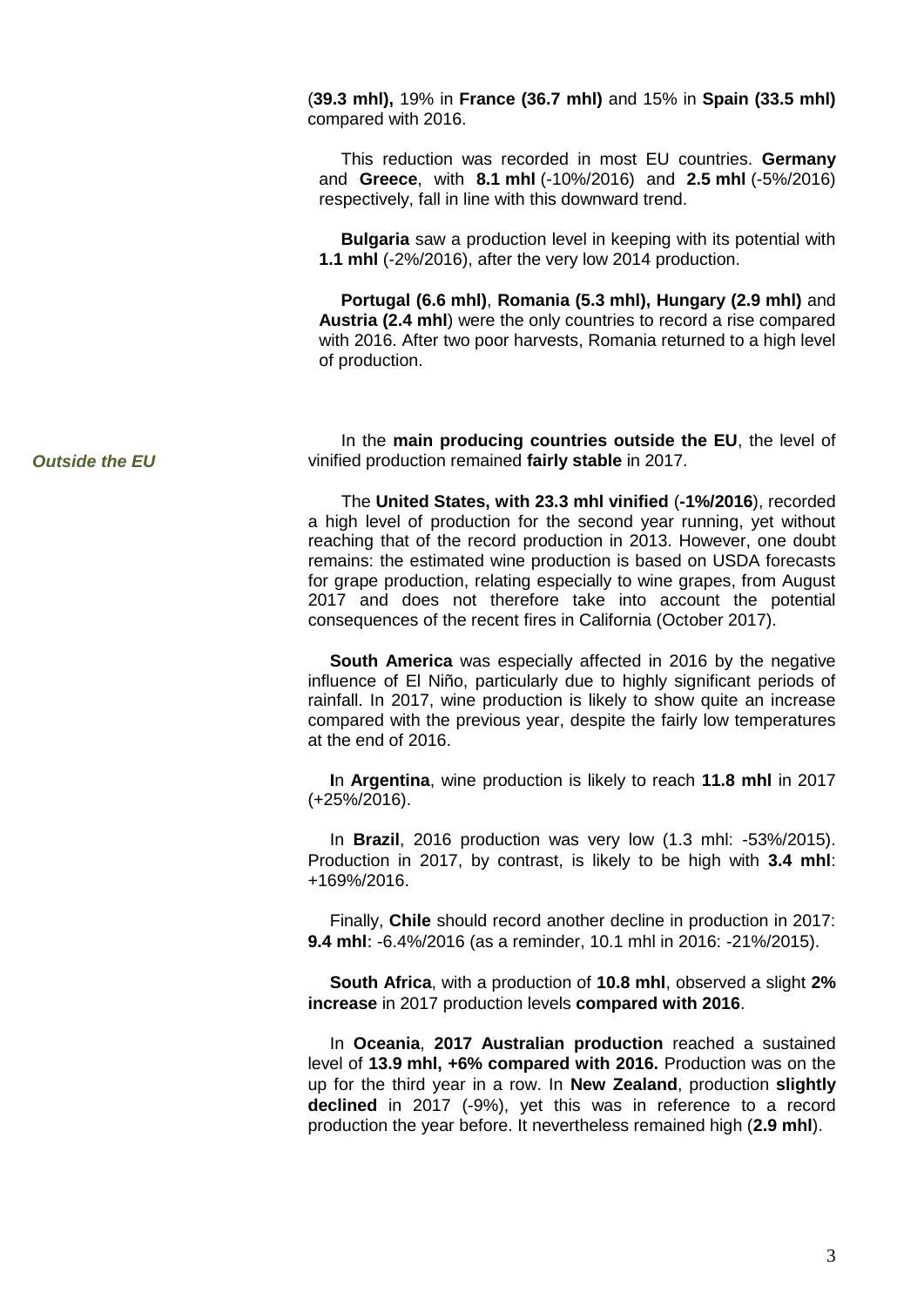(**39.3 mhl),** 19% in **France (36.7 mhl)** and 15% in **Spain (33.5 mhl)** compared with 2016.

This reduction was recorded in most EU countries. **Germany** and **Greece**, with **8.1 mhl** (-10%/2016) and **2.5 mhl** (-5%/2016) respectively, fall in line with this downward trend.

**Bulgaria** saw a production level in keeping with its potential with **1.1 mhl** (-2%/2016), after the very low 2014 production.

**Portugal (6.6 mhl)**, **Romania (5.3 mhl), Hungary (2.9 mhl)** and **Austria (2.4 mhl**) were the only countries to record a rise compared with 2016. After two poor harvests, Romania returned to a high level of production.

***Outside the EU***

In the **main producing countries outside the EU**, the level of vinified production remained **fairly stable** in 2017.

The **United States, with 23.3 mhl vinified** (**-1%/2016**), recorded a high level of production for the second year running, yet without reaching that of the record production in 2013. However, one doubt remains: the estimated wine production is based on USDA forecasts for grape production, relating especially to wine grapes, from August 2017 and does not therefore take into account the potential consequences of the recent fires in California (October 2017).

**South America** was especially affected in 2016 by the negative influence of El Niño, particularly due to highly significant periods of rainfall. In 2017, wine production is likely to show quite an increase compared with the previous year, despite the fairly low temperatures at the end of 2016.

**I**n **Argentina**, wine production is likely to reach **11.8 mhl** in 2017 (+25%/2016).

In **Brazil**, 2016 production was very low (1.3 mhl: -53%/2015). Production in 2017, by contrast, is likely to be high with **3.4 mhl**: +169%/2016.

Finally, **Chile** should record another decline in production in 2017: **9.4 mhl**: -6.4%/2016 (as a reminder, 10.1 mhl in 2016: -21%/2015).

**South Africa**, with a production of **10.8 mhl**, observed a slight **2% increase** in 2017 production levels **compared with 2016**.

In **Oceania**, **2017 Australian production** reached a sustained level of **13.9 mhl, +6% compared with 2016.** Production was on the up for the third year in a row. In **New Zealand**, production **slightly declined** in 2017 (-9%), yet this was in reference to a record production the year before. It nevertheless remained high (**2.9 mhl**).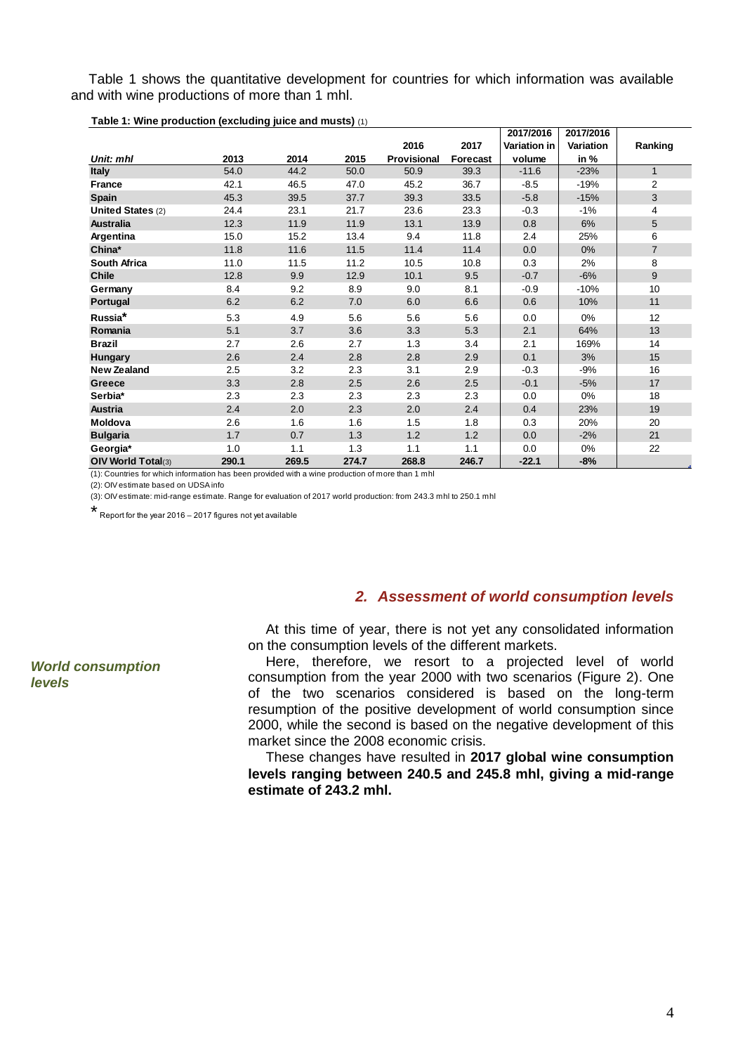Table 1 shows the quantitative development for countries for which information was available and with wine productions of more than 1 mhl.

**Table 1: Wine production (excluding juice and musts)** (1)

| *Unit: mhl* | 2013 | 2014 | 2015 | 2016 Provisional | 2017 Forecast | 2017/2016 Variation in volume | 2017/2016 Variation in % | Ranking |
|---|---|---|---|---|---|---|---|---|
| **Italy** | 54.0 | 44.2 | 50.0 | 50.9 | 39.3 | -11.6 | -23% | 1 |
| **France** | 42.1 | 46.5 | 47.0 | 45.2 | 36.7 | -8.5 | -19% | 2 |
| **Spain** | 45.3 | 39.5 | 37.7 | 39.3 | 33.5 | -5.8 | -15% | 3 |
| **United States** (2) | 24.4 | 23.1 | 21.7 | 23.6 | 23.3 | -0.3 | -1% | 4 |
| **Australia** | 12.3 | 11.9 | 11.9 | 13.1 | 13.9 | 0.8 | 6% | 5 |
| **Argentina** | 15.0 | 15.2 | 13.4 | 9.4 | 11.8 | 2.4 | 25% | 6 |
| **China*** | 11.8 | 11.6 | 11.5 | 11.4 | 11.4 | 0.0 | 0% | 7 |
| **South Africa** | 11.0 | 11.5 | 11.2 | 10.5 | 10.8 | 0.3 | 2% | 8 |
| **Chile** | 12.8 | 9.9 | 12.9 | 10.1 | 9.5 | -0.7 | -6% | 9 |
| **Germany** | 8.4 | 9.2 | 8.9 | 9.0 | 8.1 | -0.9 | -10% | 10 |
| **Portugal** | 6.2 | 6.2 | 7.0 | 6.0 | 6.6 | 0.6 | 10% | 11 |
| **Russia*** | 5.3 | 4.9 | 5.6 | 5.6 | 5.6 | 0.0 | 0% | 12 |
| **Romania** | 5.1 | 3.7 | 3.6 | 3.3 | 5.3 | 2.1 | 64% | 13 |
| **Brazil** | 2.7 | 2.6 | 2.7 | 1.3 | 3.4 | 2.1 | 169% | 14 |
| **Hungary** | 2.6 | 2.4 | 2.8 | 2.8 | 2.9 | 0.1 | 3% | 15 |
| **New Zealand** | 2.5 | 3.2 | 2.3 | 3.1 | 2.9 | -0.3 | -9% | 16 |
| **Greece** | 3.3 | 2.8 | 2.5 | 2.6 | 2.5 | -0.1 | -5% | 17 |
| **Serbia*** | 2.3 | 2.3 | 2.3 | 2.3 | 2.3 | 0.0 | 0% | 18 |
| **Austria** | 2.4 | 2.0 | 2.3 | 2.0 | 2.4 | 0.4 | 23% | 19 |
| **Moldova** | 2.6 | 1.6 | 1.6 | 1.5 | 1.8 | 0.3 | 20% | 20 |
| **Bulgaria** | 1.7 | 0.7 | 1.3 | 1.2 | 1.2 | 0.0 | -2% | 21 |
| **Georgia*** | 1.0 | 1.1 | 1.3 | 1.1 | 1.1 | 0.0 | 0% | 22 |
| **OIV World Total**(3) | **290.1** | **269.5** | **274.7** | **268.8** | **246.7** | **-22.1** | **-8%** | |

(1): Countries for which information has been provided with a wine production of more than 1 mhl

(2): OIV estimate based on UDSA info

(3): OIV estimate: mid-range estimate. Range for evaluation of 2017 world production: from 243.3 mhl to 250.1 mhl

* Report for the year 2016 – 2017 figures not yet available

## 2. *Assessment of world consumption levels*

***World consumption levels***

At this time of year, there is not yet any consolidated information on the consumption levels of the different markets.

Here, therefore, we resort to a projected level of world consumption from the year 2000 with two scenarios (Figure 2). One of the two scenarios considered is based on the long-term resumption of the positive development of world consumption since 2000, while the second is based on the negative development of this market since the 2008 economic crisis.

These changes have resulted in **2017 global wine consumption levels ranging between 240.5 and 245.8 mhl, giving a mid-range estimate of 243.2 mhl.**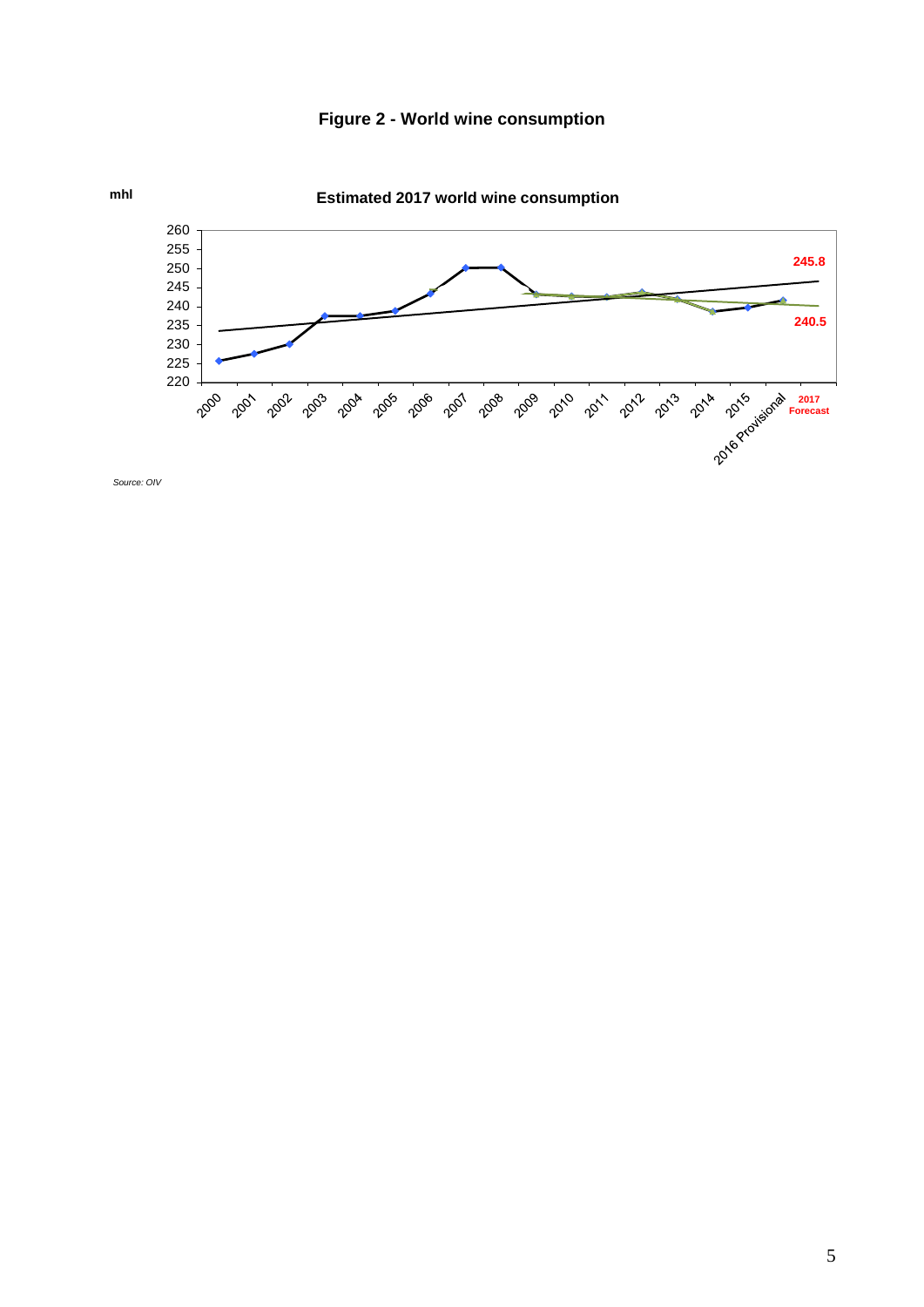**Figure 2 - World wine consumption**

mhl

**Estimated 2017 world wine consumption**

260
255
250
245
240
235
230
225
220

245.8

240.5

2000 2001 2002 2003 2004 2005 2006 2007 2008 2009 2010 2011 2012 2013 2014 2015 2016 Provisional 2017 Forecast

*Source: OIV*